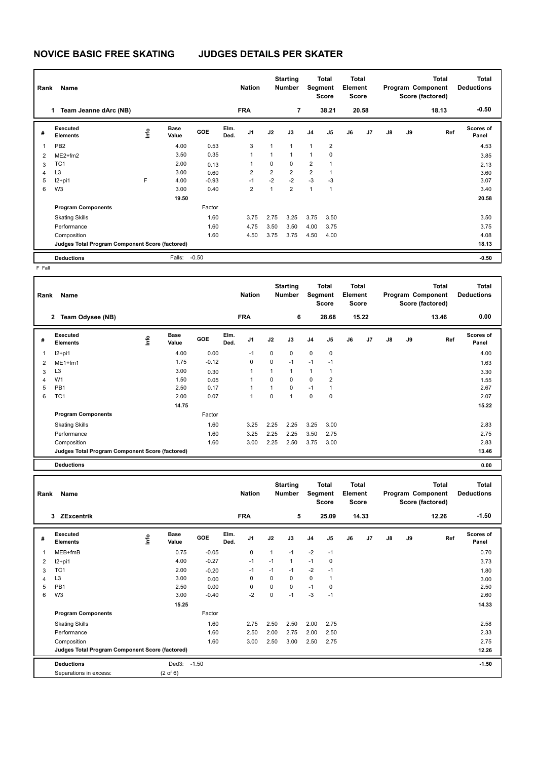# NOVICE BASIC FREE SKATING JUDGES DETAILS PER SKATER

| Rank | Name | Nation | Starting Number | Total Segment Score | Total Element Score | Total Program Component Score (factored) | Total Deductions |
|---|---|---|---|---|---|---|---|
| 1 | Team Jeanne dArc (NB) | FRA | 7 | 38.21 | 20.58 | 18.13 | -0.50 |

| # | Executed Elements | Info | Base Value | GOE | Elm. Ded. | J1 | J2 | J3 | J4 | J5 | J6 | J7 | J8 | J9 | Ref | Scores of Panel |
|---|---|---|---|---|---|---|---|---|---|---|---|---|---|---|---|---|
| 1 | PB2 | | 4.00 | 0.53 | | 3 | 1 | 1 | 1 | 2 | | | | | | 4.53 |
| 2 | ME2+fm2 | | 3.50 | 0.35 | | 1 | 1 | 1 | 1 | 0 | | | | | | 3.85 |
| 3 | TC1 | | 2.00 | 0.13 | | 1 | 0 | 0 | 2 | 1 | | | | | | 2.13 |
| 4 | L3 | | 3.00 | 0.60 | | 2 | 2 | 2 | 2 | 1 | | | | | | 3.60 |
| 5 | I2+pi1 | F | 4.00 | -0.93 | | -1 | -2 | -2 | -3 | -3 | | | | | | 3.07 |
| 6 | W3 | | 3.00 | 0.40 | | 2 | 1 | 2 | 1 | 1 | | | | | | 3.40 |
| | | | 19.50 | | | | | | | | | | | | | 20.58 |
| | **Program Components** | | | Factor | | | | | | | | | | | | |
| | Skating Skills | | | 1.60 | | 3.75 | 2.75 | 3.25 | 3.75 | 3.50 | | | | | | 3.50 |
| | Performance | | | 1.60 | | 4.75 | 3.50 | 3.50 | 4.00 | 3.75 | | | | | | 3.75 |
| | Composition | | | 1.60 | | 4.50 | 3.75 | 3.75 | 4.50 | 4.00 | | | | | | 4.08 |
| | **Judges Total Program Component Score (factored)** | | | | | | | | | | | | | | | 18.13 |
| | **Deductions** | | Falls: | -0.50 | | | | | | | | | | | | -0.50 |

F Fall

| Rank | Name | Nation | Starting Number | Total Segment Score | Total Element Score | Total Program Component Score (factored) | Total Deductions |
|---|---|---|---|---|---|---|---|
| 2 | Team Odysee (NB) | FRA | 6 | 28.68 | 15.22 | 13.46 | 0.00 |

| # | Executed Elements | Info | Base Value | GOE | Elm. Ded. | J1 | J2 | J3 | J4 | J5 | J6 | J7 | J8 | J9 | Ref | Scores of Panel |
|---|---|---|---|---|---|---|---|---|---|---|---|---|---|---|---|---|
| 1 | I2+pi1 | | 4.00 | 0.00 | | -1 | 0 | 0 | 0 | 0 | | | | | | 4.00 |
| 2 | ME1+fm1 | | 1.75 | -0.12 | | 0 | 0 | -1 | -1 | -1 | | | | | | 1.63 |
| 3 | L3 | | 3.00 | 0.30 | | 1 | 1 | 1 | 1 | 1 | | | | | | 3.30 |
| 4 | W1 | | 1.50 | 0.05 | | 1 | 0 | 0 | 0 | 2 | | | | | | 1.55 |
| 5 | PB1 | | 2.50 | 0.17 | | 1 | 1 | 0 | -1 | 1 | | | | | | 2.67 |
| 6 | TC1 | | 2.00 | 0.07 | | 1 | 0 | 1 | 0 | 0 | | | | | | 2.07 |
| | | | 14.75 | | | | | | | | | | | | | 15.22 |
| | **Program Components** | | | Factor | | | | | | | | | | | | |
| | Skating Skills | | | 1.60 | | 3.25 | 2.25 | 2.25 | 3.25 | 3.00 | | | | | | 2.83 |
| | Performance | | | 1.60 | | 3.25 | 2.25 | 2.25 | 3.50 | 2.75 | | | | | | 2.75 |
| | Composition | | | 1.60 | | 3.00 | 2.25 | 2.50 | 3.75 | 3.00 | | | | | | 2.83 |
| | **Judges Total Program Component Score (factored)** | | | | | | | | | | | | | | | 13.46 |
| | **Deductions** | | | | | | | | | | | | | | | 0.00 |

| Rank | Name | Nation | Starting Number | Total Segment Score | Total Element Score | Total Program Component Score (factored) | Total Deductions |
|---|---|---|---|---|---|---|---|
| 3 | ZExcentrik | FRA | 5 | 25.09 | 14.33 | 12.26 | -1.50 |

| # | Executed Elements | Info | Base Value | GOE | Elm. Ded. | J1 | J2 | J3 | J4 | J5 | J6 | J7 | J8 | J9 | Ref | Scores of Panel |
|---|---|---|---|---|---|---|---|---|---|---|---|---|---|---|---|---|
| 1 | MEB+fmB | | 0.75 | -0.05 | | 0 | 1 | -1 | -2 | -1 | | | | | | 0.70 |
| 2 | I2+pi1 | | 4.00 | -0.27 | | -1 | -1 | 1 | -1 | 0 | | | | | | 3.73 |
| 3 | TC1 | | 2.00 | -0.20 | | -1 | -1 | -1 | -2 | -1 | | | | | | 1.80 |
| 4 | L3 | | 3.00 | 0.00 | | 0 | 0 | 0 | 0 | 1 | | | | | | 3.00 |
| 5 | PB1 | | 2.50 | 0.00 | | 0 | 0 | 0 | -1 | 0 | | | | | | 2.50 |
| 6 | W3 | | 3.00 | -0.40 | | -2 | 0 | -1 | -3 | -1 | | | | | | 2.60 |
| | | | 15.25 | | | | | | | | | | | | | 14.33 |
| | **Program Components** | | | Factor | | | | | | | | | | | | |
| | Skating Skills | | | 1.60 | | 2.75 | 2.50 | 2.50 | 2.00 | 2.75 | | | | | | 2.58 |
| | Performance | | | 1.60 | | 2.50 | 2.00 | 2.75 | 2.00 | 2.50 | | | | | | 2.33 |
| | Composition | | | 1.60 | | 3.00 | 2.50 | 3.00 | 2.50 | 2.75 | | | | | | 2.75 |
| | **Judges Total Program Component Score (factored)** | | | | | | | | | | | | | | | 12.26 |
| | **Deductions** | | Ded3: | -1.50 | | | | | | | | | | | | -1.50 |
| | Separations in excess: | | (2 of 6) | | | | | | | | | | | | | |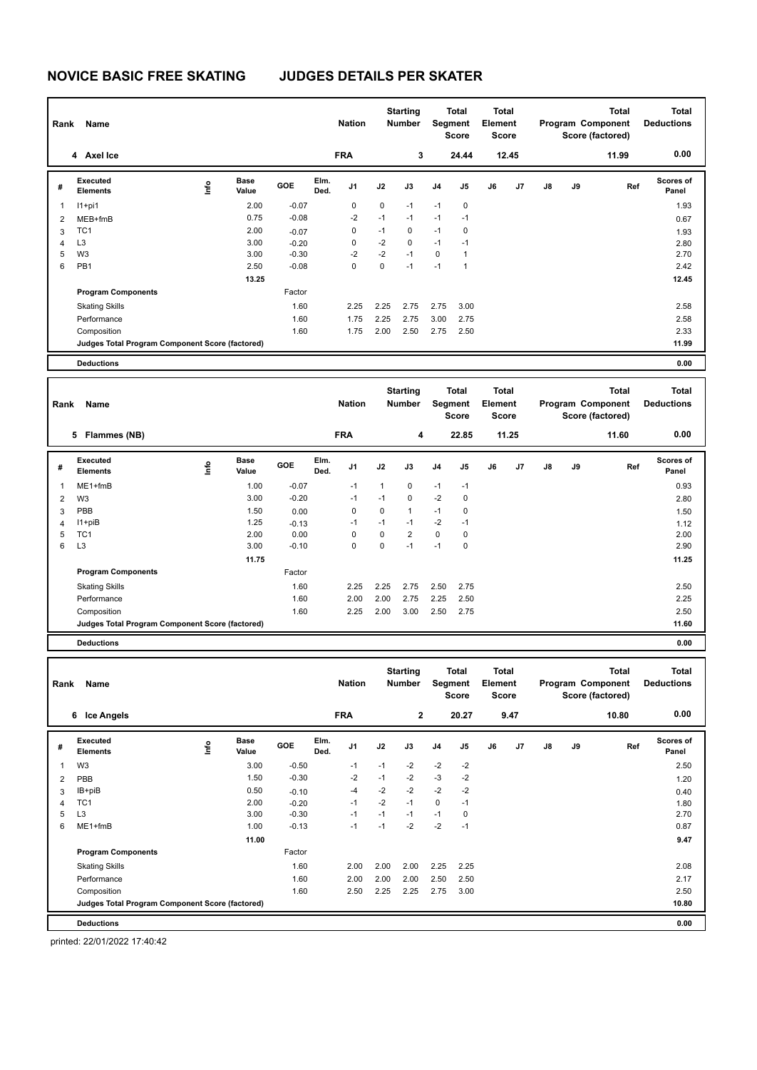# NOVICE BASIC FREE SKATING JUDGES DETAILS PER SKATER

| Rank | Name | Nation | Starting Number | Total Segment Score | Total Element Score | Total Program Component Score (factored) | Total Deductions |
|---|---|---|---|---|---|---|---|
| 4 | Axel Ice | FRA | 3 | 24.44 | 12.45 | 11.99 | 0.00 |

| # | Executed Elements | Info | Base Value | GOE | Elm. Ded. | J1 | J2 | J3 | J4 | J5 | J6 | J7 | J8 | J9 | Ref | Scores of Panel |
|---|---|---|---|---|---|---|---|---|---|---|---|---|---|---|---|---|
| 1 | I1+pi1 | | 2.00 | -0.07 | | 0 | 0 | -1 | -1 | 0 | | | | | | 1.93 |
| 2 | MEB+fmB | | 0.75 | -0.08 | | -2 | -1 | -1 | -1 | -1 | | | | | | 0.67 |
| 3 | TC1 | | 2.00 | -0.07 | | 0 | -1 | 0 | -1 | 0 | | | | | | 1.93 |
| 4 | L3 | | 3.00 | -0.20 | | 0 | -2 | 0 | -1 | -1 | | | | | | 2.80 |
| 5 | W3 | | 3.00 | -0.30 | | -2 | -2 | -1 | 0 | 1 | | | | | | 2.70 |
| 6 | PB1 | | 2.50 | -0.08 | | 0 | 0 | -1 | -1 | 1 | | | | | | 2.42 |
| | | | 13.25 | | | | | | | | | | | | | 12.45 |
| | **Program Components** | | | Factor | | | | | | | | | | | | |
| | Skating Skills | | | 1.60 | | 2.25 | 2.25 | 2.75 | 2.75 | 3.00 | | | | | | 2.58 |
| | Performance | | | 1.60 | | 1.75 | 2.25 | 2.75 | 3.00 | 2.75 | | | | | | 2.58 |
| | Composition | | | 1.60 | | 1.75 | 2.00 | 2.50 | 2.75 | 2.50 | | | | | | 2.33 |
| | **Judges Total Program Component Score (factored)** | | | | | | | | | | | | | | | 11.99 |
| | **Deductions** | | | | | | | | | | | | | | | 0.00 |

| Rank | Name | Nation | Starting Number | Total Segment Score | Total Element Score | Total Program Component Score (factored) | Total Deductions |
|---|---|---|---|---|---|---|---|
| 5 | Flammes (NB) | FRA | 4 | 22.85 | 11.25 | 11.60 | 0.00 |

| # | Executed Elements | Info | Base Value | GOE | Elm. Ded. | J1 | J2 | J3 | J4 | J5 | J6 | J7 | J8 | J9 | Ref | Scores of Panel |
|---|---|---|---|---|---|---|---|---|---|---|---|---|---|---|---|---|
| 1 | ME1+fmB | | 1.00 | -0.07 | | -1 | 1 | 0 | -1 | -1 | | | | | | 0.93 |
| 2 | W3 | | 3.00 | -0.20 | | -1 | -1 | 0 | -2 | 0 | | | | | | 2.80 |
| 3 | PBB | | 1.50 | 0.00 | | 0 | 0 | 1 | -1 | 0 | | | | | | 1.50 |
| 4 | I1+piB | | 1.25 | -0.13 | | -1 | -1 | -1 | -2 | -1 | | | | | | 1.12 |
| 5 | TC1 | | 2.00 | 0.00 | | 0 | 0 | 2 | 0 | 0 | | | | | | 2.00 |
| 6 | L3 | | 3.00 | -0.10 | | 0 | 0 | -1 | -1 | 0 | | | | | | 2.90 |
| | | | 11.75 | | | | | | | | | | | | | 11.25 |
| | **Program Components** | | | Factor | | | | | | | | | | | | |
| | Skating Skills | | | 1.60 | | 2.25 | 2.25 | 2.75 | 2.50 | 2.75 | | | | | | 2.50 |
| | Performance | | | 1.60 | | 2.00 | 2.00 | 2.75 | 2.25 | 2.50 | | | | | | 2.25 |
| | Composition | | | 1.60 | | 2.25 | 2.00 | 3.00 | 2.50 | 2.75 | | | | | | 2.50 |
| | **Judges Total Program Component Score (factored)** | | | | | | | | | | | | | | | 11.60 |
| | **Deductions** | | | | | | | | | | | | | | | 0.00 |

| Rank | Name | Nation | Starting Number | Total Segment Score | Total Element Score | Total Program Component Score (factored) | Total Deductions |
|---|---|---|---|---|---|---|---|
| 6 | Ice Angels | FRA | 2 | 20.27 | 9.47 | 10.80 | 0.00 |

| # | Executed Elements | Info | Base Value | GOE | Elm. Ded. | J1 | J2 | J3 | J4 | J5 | J6 | J7 | J8 | J9 | Ref | Scores of Panel |
|---|---|---|---|---|---|---|---|---|---|---|---|---|---|---|---|---|
| 1 | W3 | | 3.00 | -0.50 | | -1 | -1 | -2 | -2 | -2 | | | | | | 2.50 |
| 2 | PBB | | 1.50 | -0.30 | | -2 | -1 | -2 | -3 | -2 | | | | | | 1.20 |
| 3 | IB+piB | | 0.50 | -0.10 | | -4 | -2 | -2 | -2 | -2 | | | | | | 0.40 |
| 4 | TC1 | | 2.00 | -0.20 | | -1 | -2 | -1 | 0 | -1 | | | | | | 1.80 |
| 5 | L3 | | 3.00 | -0.30 | | -1 | -1 | -1 | -1 | 0 | | | | | | 2.70 |
| 6 | ME1+fmB | | 1.00 | -0.13 | | -1 | -1 | -2 | -2 | -1 | | | | | | 0.87 |
| | | | 11.00 | | | | | | | | | | | | | 9.47 |
| | **Program Components** | | | Factor | | | | | | | | | | | | |
| | Skating Skills | | | 1.60 | | 2.00 | 2.00 | 2.00 | 2.25 | 2.25 | | | | | | 2.08 |
| | Performance | | | 1.60 | | 2.00 | 2.00 | 2.00 | 2.50 | 2.50 | | | | | | 2.17 |
| | Composition | | | 1.60 | | 2.50 | 2.25 | 2.25 | 2.75 | 3.00 | | | | | | 2.50 |
| | **Judges Total Program Component Score (factored)** | | | | | | | | | | | | | | | 10.80 |
| | **Deductions** | | | | | | | | | | | | | | | 0.00 |

printed: 22/01/2022 17:40:42